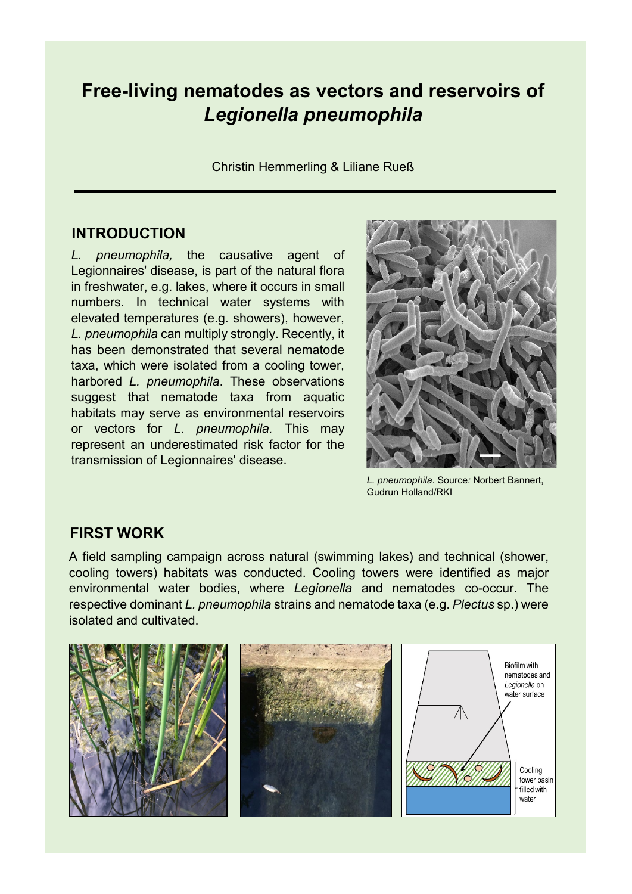# Free-living nematodes as vectors and reservoirs of *Legionella pneumophila*

Christin Hemmerling & Liliane Rueß

## INTRODUCTION

*L. pneumophila,* the causative agent of Legionnaires' disease, is part of the natural flora in freshwater, e.g. lakes, where it occurs in small numbers. In technical water systems with elevated temperatures (e.g. showers), however, *L. pneumophila* can multiply strongly. Recently, it has been demonstrated that several nematode taxa, which were isolated from a cooling tower, harbored *L. pneumophila*. These observations suggest that nematode taxa from aquatic habitats may serve as environmental reservoirs or vectors for *L. pneumophila.* This may represent an underestimated risk factor for the transmission of Legionnaires' disease.

*L. pneumophila*. Source*:* Norbert Bannert, Gudrun Holland/RKI

## FIRST WORK

A field sampling campaign across natural (swimming lakes) and technical (shower, cooling towers) habitats was conducted. Cooling towers were identified as major environmental water bodies, where *Legionella* and nematodes co-occur. The respective dominant *L. pneumophila* strains and nematode taxa (e.g. *Plectus* sp.) were isolated and cultivated.

Biofilm with nematodes and *Legionella* on water surface

Cooling tower basin filled with water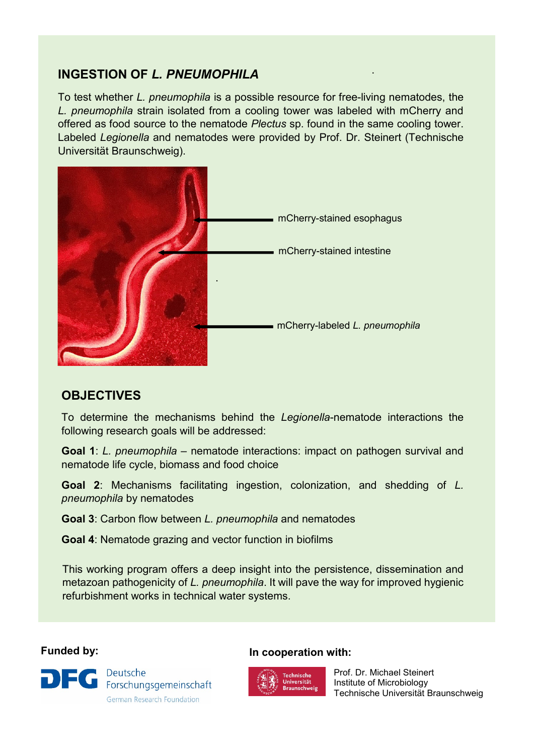## INGESTION OF *L. PNEUMOPHILA*

To test whether *L. pneumophila* is a possible resource for free-living nematodes, the *L. pneumophila* strain isolated from a cooling tower was labeled with mCherry and offered as food source to the nematode *Plectus* sp. found in the same cooling tower. Labeled *Legionella* and nematodes were provided by Prof. Dr. Steinert (Technische Universität Braunschweig).

mCherry-stained esophagus

mCherry-stained intestine

mCherry-labeled *L. pneumophila*

## OBJECTIVES

To determine the mechanisms behind the *Legionella*-nematode interactions the following research goals will be addressed:

**Goal 1**: *L. pneumophila* – nematode interactions: impact on pathogen survival and nematode life cycle, biomass and food choice

**Goal 2**: Mechanisms facilitating ingestion, colonization, and shedding of *L. pneumophila* by nematodes

**Goal 3**: Carbon flow between *L. pneumophila* and nematodes

**Goal 4**: Nematode grazing and vector function in biofilms

This working program offers a deep insight into the persistence, dissemination and metazoan pathogenicity of *L. pneumophila*. It will pave the way for improved hygienic refurbishment works in technical water systems.

**Funded by:**

DFG Deutsche Forschungsgemeinschaft
German Research Foundation

**In cooperation with:**

Technische Universität Braunschweig

Prof. Dr. Michael Steinert
Institute of Microbiology
Technische Universität Braunschweig